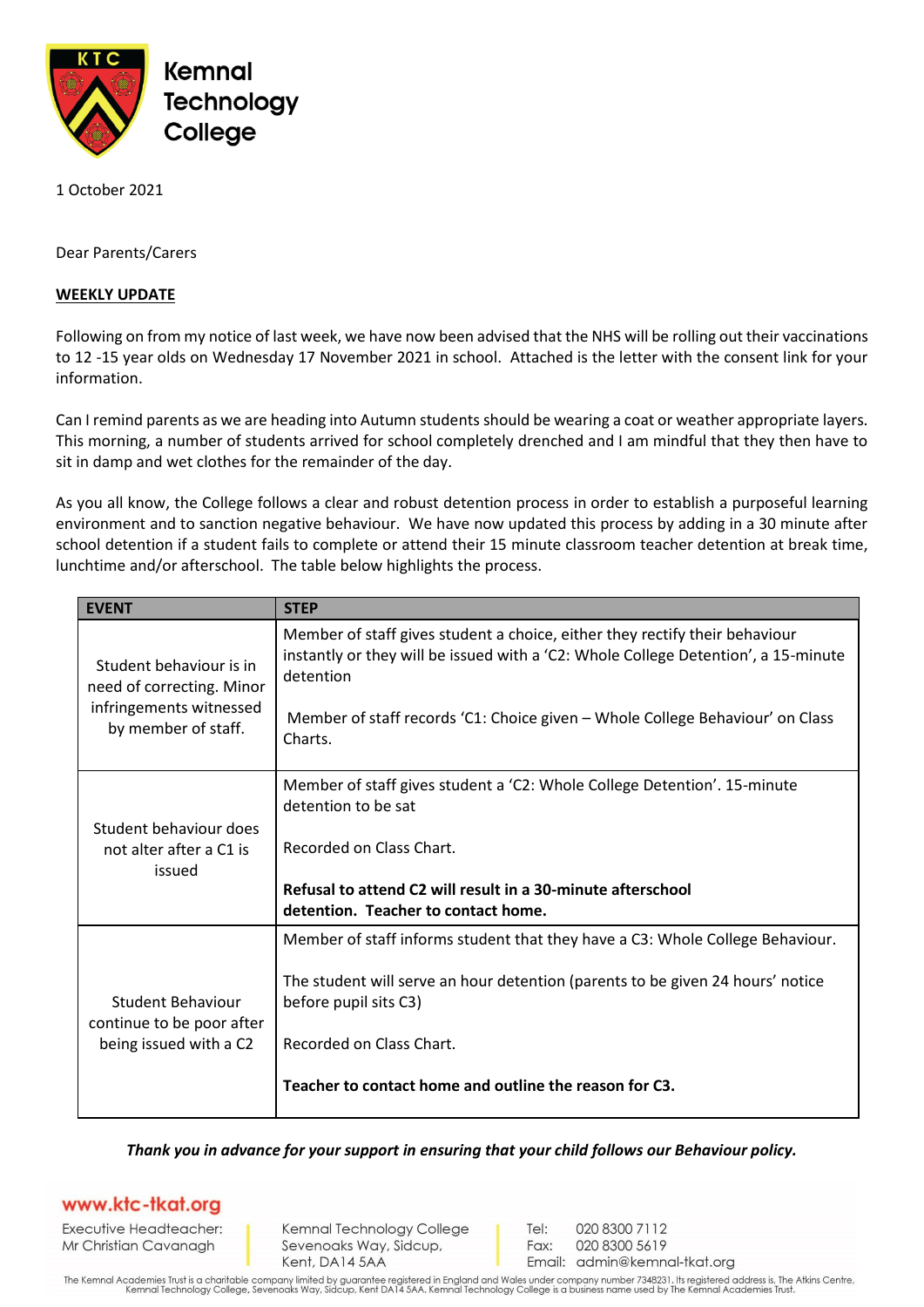Kemnal Technology College

1 October 2021

Dear Parents/Carers

**WEEKLY UPDATE**

Following on from my notice of last week, we have now been advised that the NHS will be rolling out their vaccinations to 12 -15 year olds on Wednesday 17 November 2021 in school. Attached is the letter with the consent link for your information.

Can I remind parents as we are heading into Autumn students should be wearing a coat or weather appropriate layers. This morning, a number of students arrived for school completely drenched and I am mindful that they then have to sit in damp and wet clothes for the remainder of the day.

As you all know, the College follows a clear and robust detention process in order to establish a purposeful learning environment and to sanction negative behaviour. We have now updated this process by adding in a 30 minute after school detention if a student fails to complete or attend their 15 minute classroom teacher detention at break time, lunchtime and/or afterschool. The table below highlights the process.

| EVENT | STEP |
| --- | --- |
| Student behaviour is in need of correcting. Minor infringements witnessed by member of staff. | Member of staff gives student a choice, either they rectify their behaviour instantly or they will be issued with a 'C2: Whole College Detention', a 15-minute detention<br><br>Member of staff records 'C1: Choice given – Whole College Behaviour' on Class Charts. |
| Student behaviour does not alter after a C1 is issued | Member of staff gives student a 'C2: Whole College Detention'. 15-minute detention to be sat<br><br>Recorded on Class Chart.<br><br>**Refusal to attend C2 will result in a 30-minute afterschool detention. Teacher to contact home.** |
| Student Behaviour continue to be poor after being issued with a C2 | Member of staff informs student that they have a C3: Whole College Behaviour.<br><br>The student will serve an hour detention (parents to be given 24 hours' notice before pupil sits C3)<br><br>Recorded on Class Chart.<br><br>**Teacher to contact home and outline the reason for C3.** |

***Thank you in advance for your support in ensuring that your child follows our Behaviour policy.***

www.ktc-tkat.org

Executive Headteacher: Mr Christian Cavanagh

Kemnal Technology College, Sevenoaks Way, Sidcup, Kent, DA14 5AA

Tel: 020 8300 7112
Fax: 020 8300 5619
Email: admin@kemnal-tkat.org

The Kemnal Academies Trust is a charitable company limited by guarantee registered in England and Wales under company number 7348231. Its registered address is, The Atkins Centre, Kemnal Technology College, Sevenoaks Way, Sidcup, Kent DA14 5AA. Kemnal Technology College is a business name used by The Kemnal Academies Trust.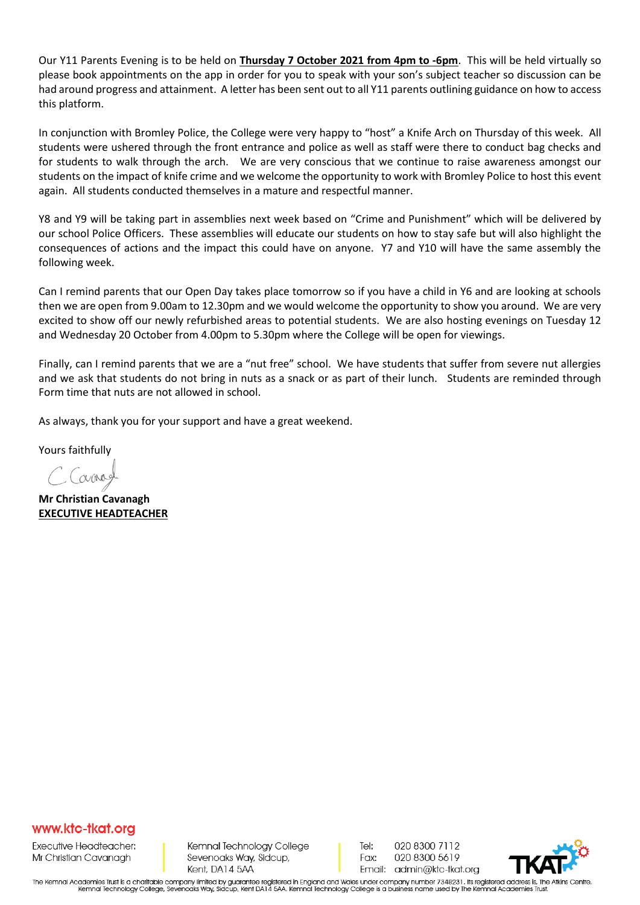Our Y11 Parents Evening is to be held on **Thursday 7 October 2021 from 4pm to -6pm**. This will be held virtually so please book appointments on the app in order for you to speak with your son's subject teacher so discussion can be had around progress and attainment. A letter has been sent out to all Y11 parents outlining guidance on how to access this platform.

In conjunction with Bromley Police, the College were very happy to "host" a Knife Arch on Thursday of this week. All students were ushered through the front entrance and police as well as staff were there to conduct bag checks and for students to walk through the arch. We are very conscious that we continue to raise awareness amongst our students on the impact of knife crime and we welcome the opportunity to work with Bromley Police to host this event again. All students conducted themselves in a mature and respectful manner.

Y8 and Y9 will be taking part in assemblies next week based on "Crime and Punishment" which will be delivered by our school Police Officers. These assemblies will educate our students on how to stay safe but will also highlight the consequences of actions and the impact this could have on anyone. Y7 and Y10 will have the same assembly the following week.

Can I remind parents that our Open Day takes place tomorrow so if you have a child in Y6 and are looking at schools then we are open from 9.00am to 12.30pm and we would welcome the opportunity to show you around. We are very excited to show off our newly refurbished areas to potential students. We are also hosting evenings on Tuesday 12 and Wednesday 20 October from 4.00pm to 5.30pm where the College will be open for viewings.

Finally, can I remind parents that we are a "nut free" school. We have students that suffer from severe nut allergies and we ask that students do not bring in nuts as a snack or as part of their lunch. Students are reminded through Form time that nuts are not allowed in school.

As always, thank you for your support and have a great weekend.

Yours faithfully

C Cavanagh

**Mr Christian Cavanagh**
**EXECUTIVE HEADTEACHER**

www.ktc-tkat.org

Executive Headteacher: Mr Christian Cavanagh

Kemnal Technology College, Sevenoaks Way, Sidcup, Kent, DA14 5AA

Tel: 020 8300 7112
Fax: 020 8300 5619
Email: admin@ktc-tkat.org

TKAT

The Kemnal Academies Trust is a charitable company limited by guarantee registered in England and Wales under company number 7348231. Its registered address is, The Atkins Centre, Kemnal Technology College, Sevenoaks Way, Sidcup, Kent DA14 5AA. Kemnal Technology College is a business name used by The Kemnal Academies Trust.